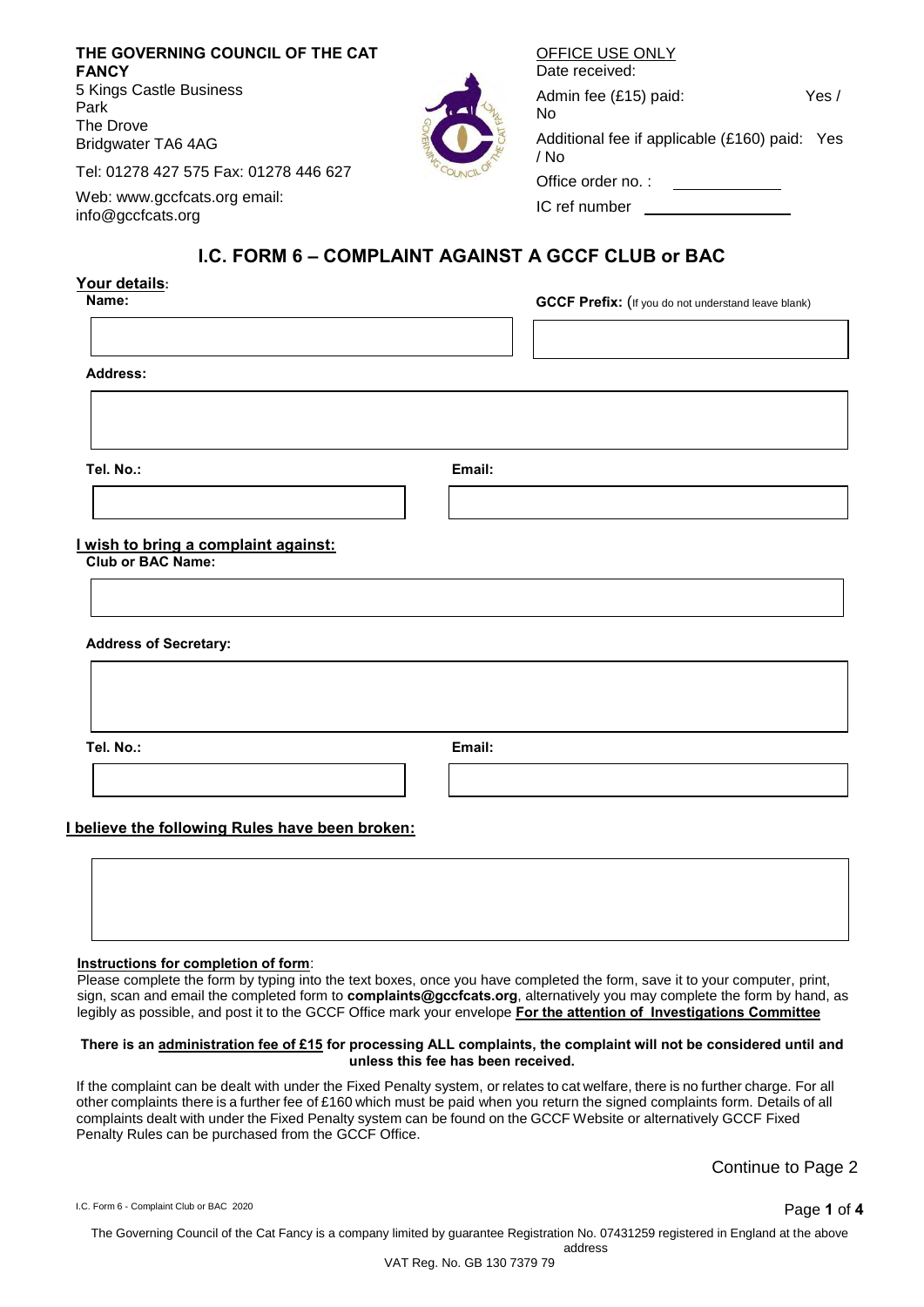**THE GOVERNING COUNCIL OF THE CAT FANCY**
5 Kings Castle Business Park
The Drove
Bridgwater TA6 4AG

Tel: 01278 427 575 Fax: 01278 446 627

Web: www.gccfcats.org email: info@gccfcats.org

OFFICE USE ONLY
Date received:
Admin fee (£15) paid: Yes / No
Additional fee if applicable (£160) paid: Yes / No
Office order no. :
IC ref number

# I.C. FORM 6 – COMPLAINT AGAINST A GCCF CLUB or BAC

**Your details:**

**Name:**

**GCCF Prefix:** (If you do not understand leave blank)

**Address:**

**Tel. No.:**

**Email:**

**I wish to bring a complaint against:**

**Club or BAC Name:**

**Address of Secretary:**

**Tel. No.:**

**Email:**

**I believe the following Rules have been broken:**

**Instructions for completion of form**:
Please complete the form by typing into the text boxes, once you have completed the form, save it to your computer, print, sign, scan and email the completed form to **complaints@gccfcats.org**, alternatively you may complete the form by hand, as legibly as possible, and post it to the GCCF Office mark your envelope **For the attention of Investigations Committee**

**There is an administration fee of £15 for processing ALL complaints, the complaint will not be considered until and unless this fee has been received.**

If the complaint can be dealt with under the Fixed Penalty system, or relates to cat welfare, there is no further charge. For all other complaints there is a further fee of £160 which must be paid when you return the signed complaints form. Details of all complaints dealt with under the Fixed Penalty system can be found on the GCCF Website or alternatively GCCF Fixed Penalty Rules can be purchased from the GCCF Office.

Continue to Page 2

I.C. Form 6 - Complaint Club or BAC 2020

The Governing Council of the Cat Fancy is a company limited by guarantee Registration No. 07431259 registered in England at the above address
VAT Reg. No. GB 130 7379 79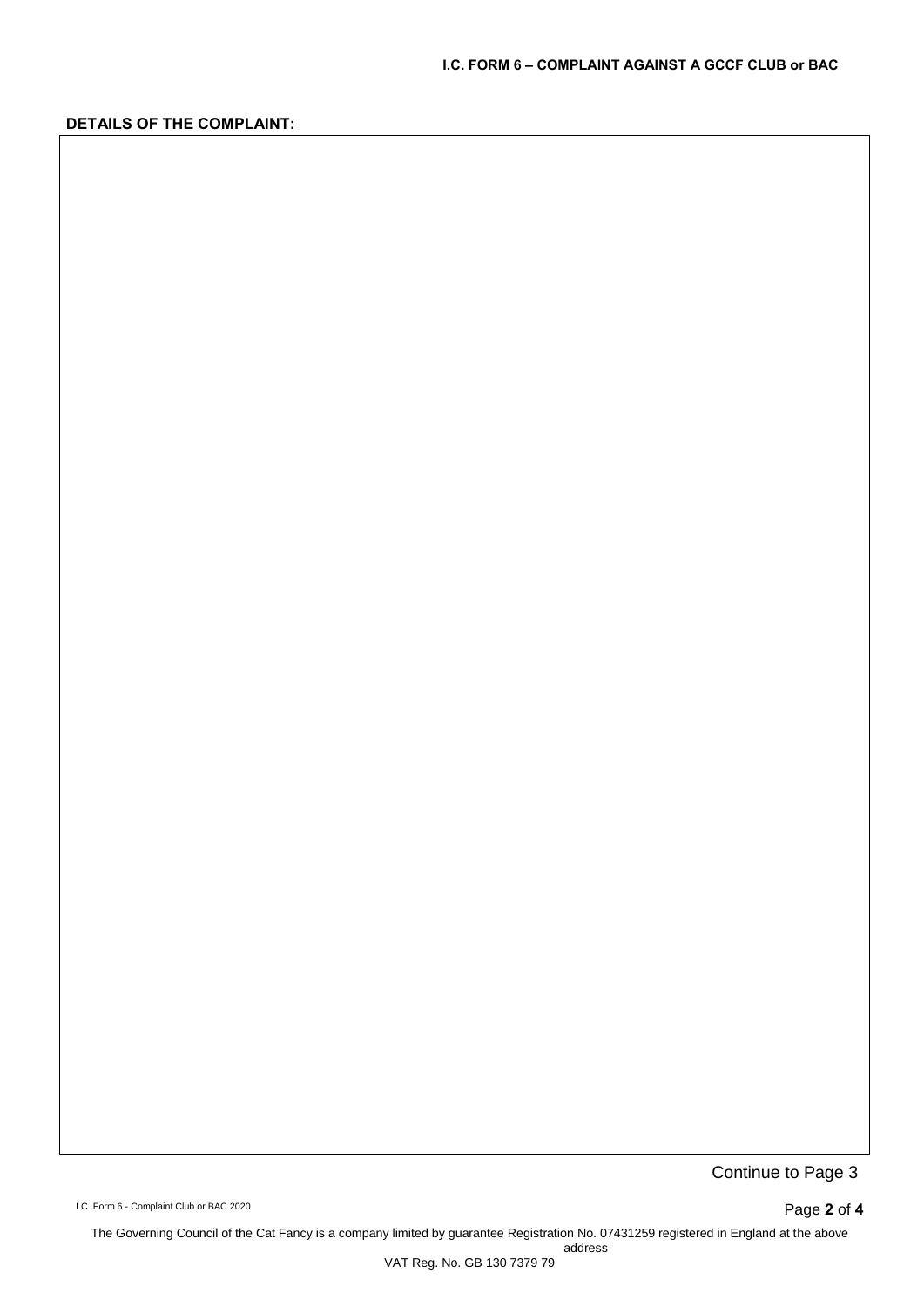**DETAILS OF THE COMPLAINT:**

Continue to Page 3

The Governing Council of the Cat Fancy is a company limited by guarantee Registration No. 07431259 registered in England at the above address
VAT Reg. No. GB 130 7379 79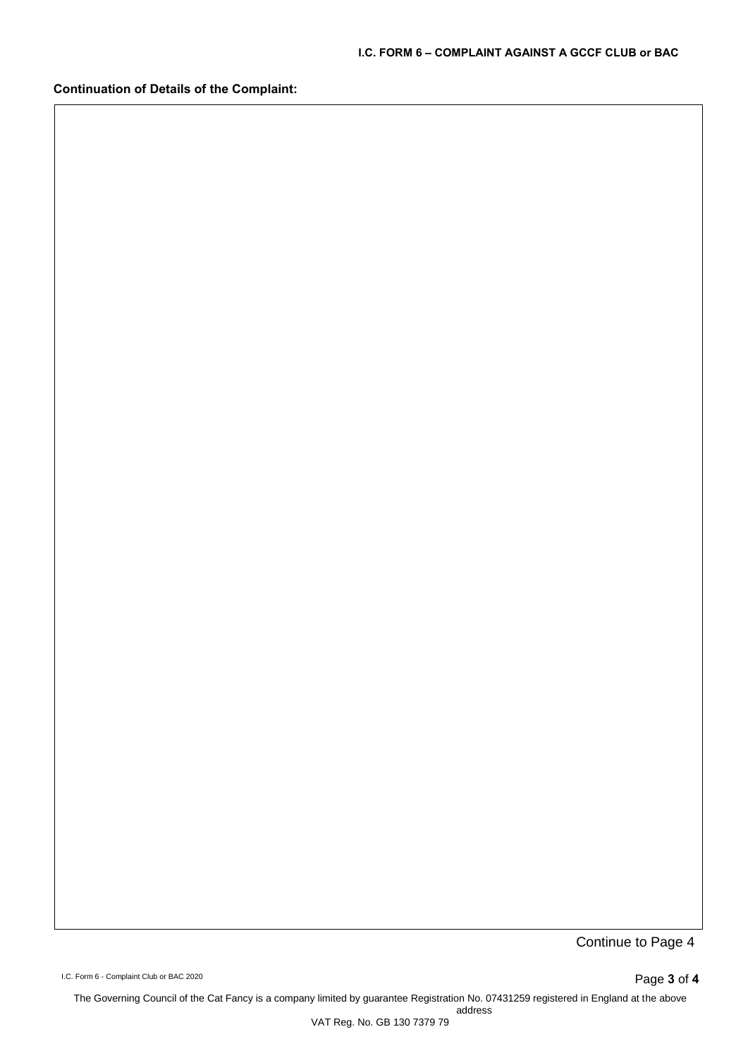**Continuation of Details of the Complaint:**

Continue to Page 4

The Governing Council of the Cat Fancy is a company limited by guarantee Registration No. 07431259 registered in England at the above address
VAT Reg. No. GB 130 7379 79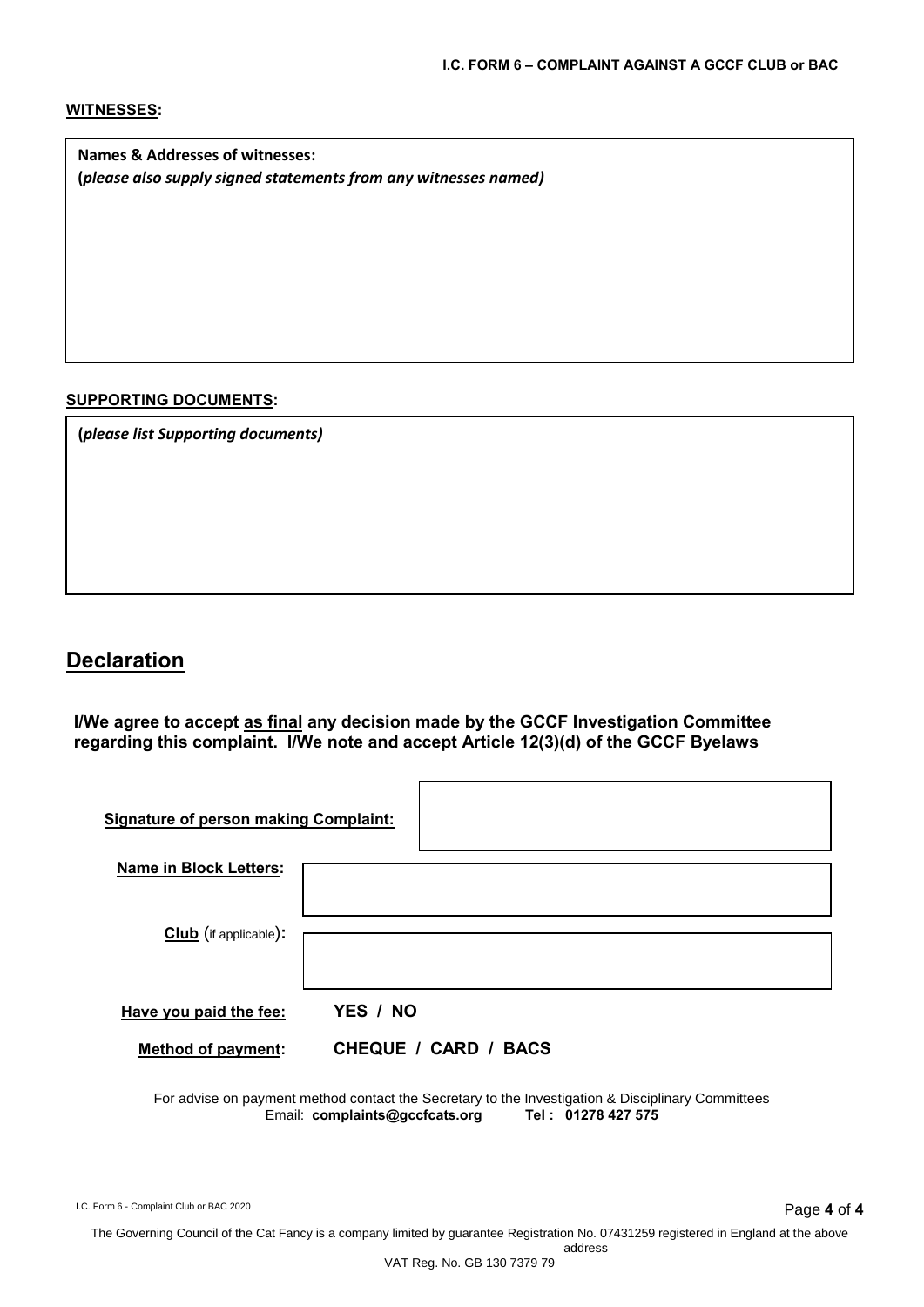**WITNESSES:**

**Names & Addresses of witnesses:**
**(*please also supply signed statements from any witnesses named)***

**SUPPORTING DOCUMENTS:**

**(*please list Supporting documents)***

## Declaration

**I/We agree to accept as final any decision made by the GCCF Investigation Committee regarding this complaint. I/We note and accept Article 12(3)(d) of the GCCF Byelaws**

**Signature of person making Complaint:**

**Name in Block Letters:**

**Club** (if applicable)**:**

**Have you paid the fee:** **YES / NO**

**Method of payment:** **CHEQUE / CARD / BACS**

For advise on payment method contact the Secretary to the Investigation & Disciplinary Committees
Email: **complaints@gccfcats.org** **Tel : 01278 427 575**

The Governing Council of the Cat Fancy is a company limited by guarantee Registration No. 07431259 registered in England at the above address
VAT Reg. No. GB 130 7379 79